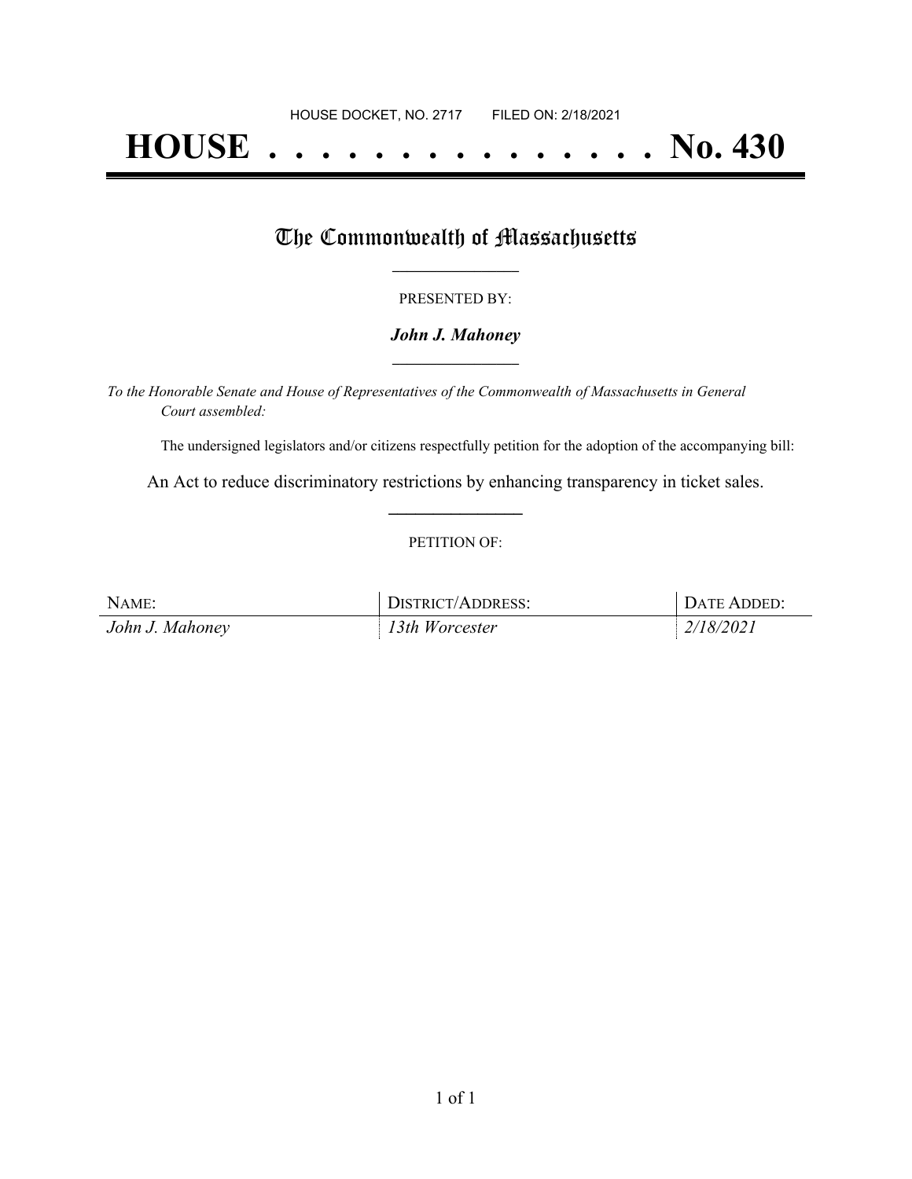HOUSE DOCKET, NO. 2717 FILED ON: 2/18/2021

# HOUSE . . . . . . . . . . . . . . . No. 430

## The Commonwealth of Massachusetts

PRESENTED BY:

***John J. Mahoney***

*To the Honorable Senate and House of Representatives of the Commonwealth of Massachusetts in General Court assembled:*

The undersigned legislators and/or citizens respectfully petition for the adoption of the accompanying bill:

An Act to reduce discriminatory restrictions by enhancing transparency in ticket sales.

PETITION OF:

| NAME: | DISTRICT/ADDRESS: | DATE ADDED: |
|---|---|---|
| *John J. Mahoney* | *13th Worcester* | *2/18/2021* |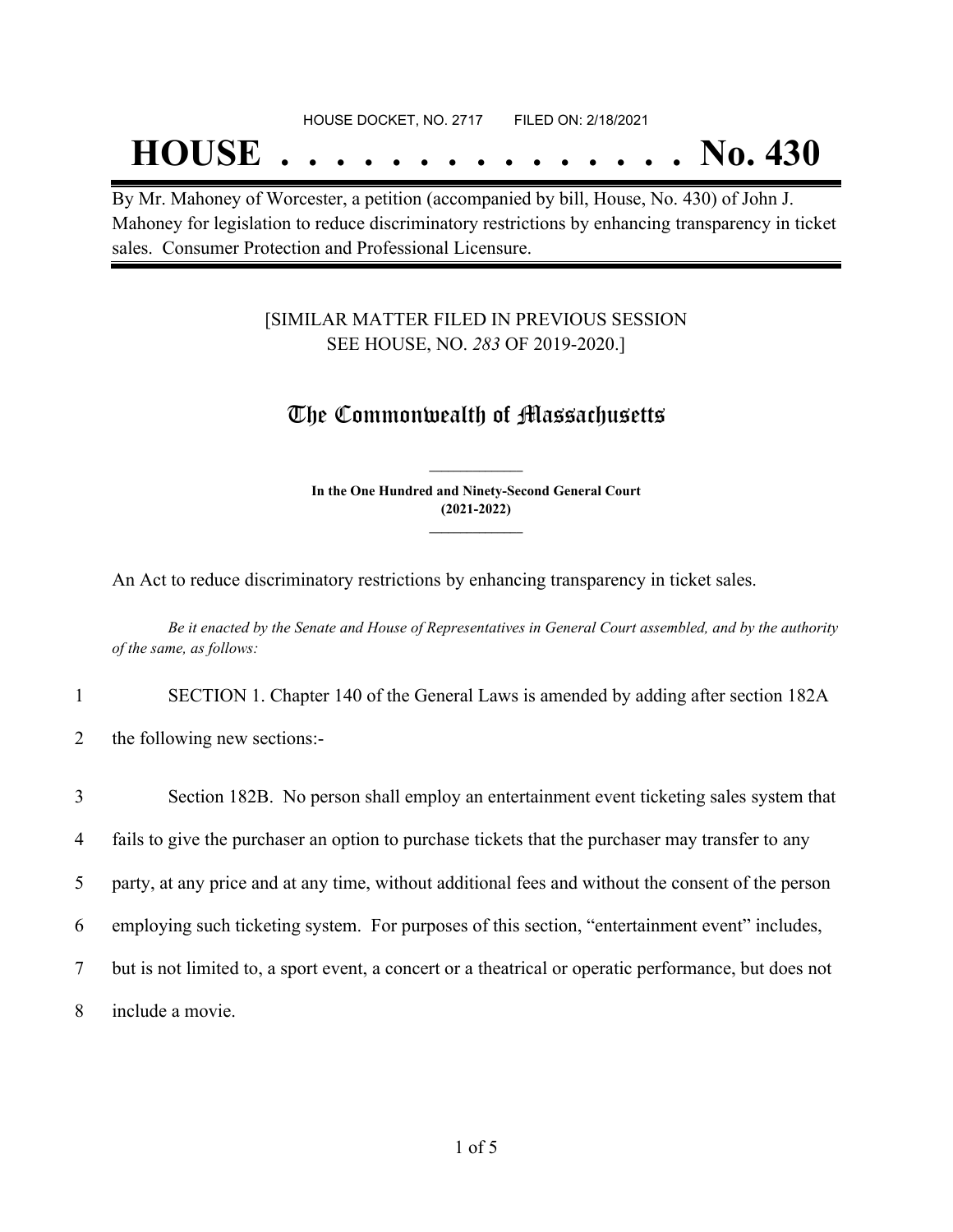HOUSE DOCKET, NO. 2717 FILED ON: 2/18/2021

# HOUSE . . . . . . . . . . . . . . . No. 430

By Mr. Mahoney of Worcester, a petition (accompanied by bill, House, No. 430) of John J. Mahoney for legislation to reduce discriminatory restrictions by enhancing transparency in ticket sales. Consumer Protection and Professional Licensure.

[SIMILAR MATTER FILED IN PREVIOUS SESSION SEE HOUSE, NO. *283* OF 2019-2020.]

## The Commonwealth of Massachusetts

**In the One Hundred and Ninety-Second General Court (2021-2022)**

An Act to reduce discriminatory restrictions by enhancing transparency in ticket sales.

*Be it enacted by the Senate and House of Representatives in General Court assembled, and by the authority of the same, as follows:*

1 SECTION 1. Chapter 140 of the General Laws is amended by adding after section 182A
2 the following new sections:-

3 Section 182B. No person shall employ an entertainment event ticketing sales system that
4 fails to give the purchaser an option to purchase tickets that the purchaser may transfer to any
5 party, at any price and at any time, without additional fees and without the consent of the person
6 employing such ticketing system. For purposes of this section, "entertainment event" includes,
7 but is not limited to, a sport event, a concert or a theatrical or operatic performance, but does not
8 include a movie.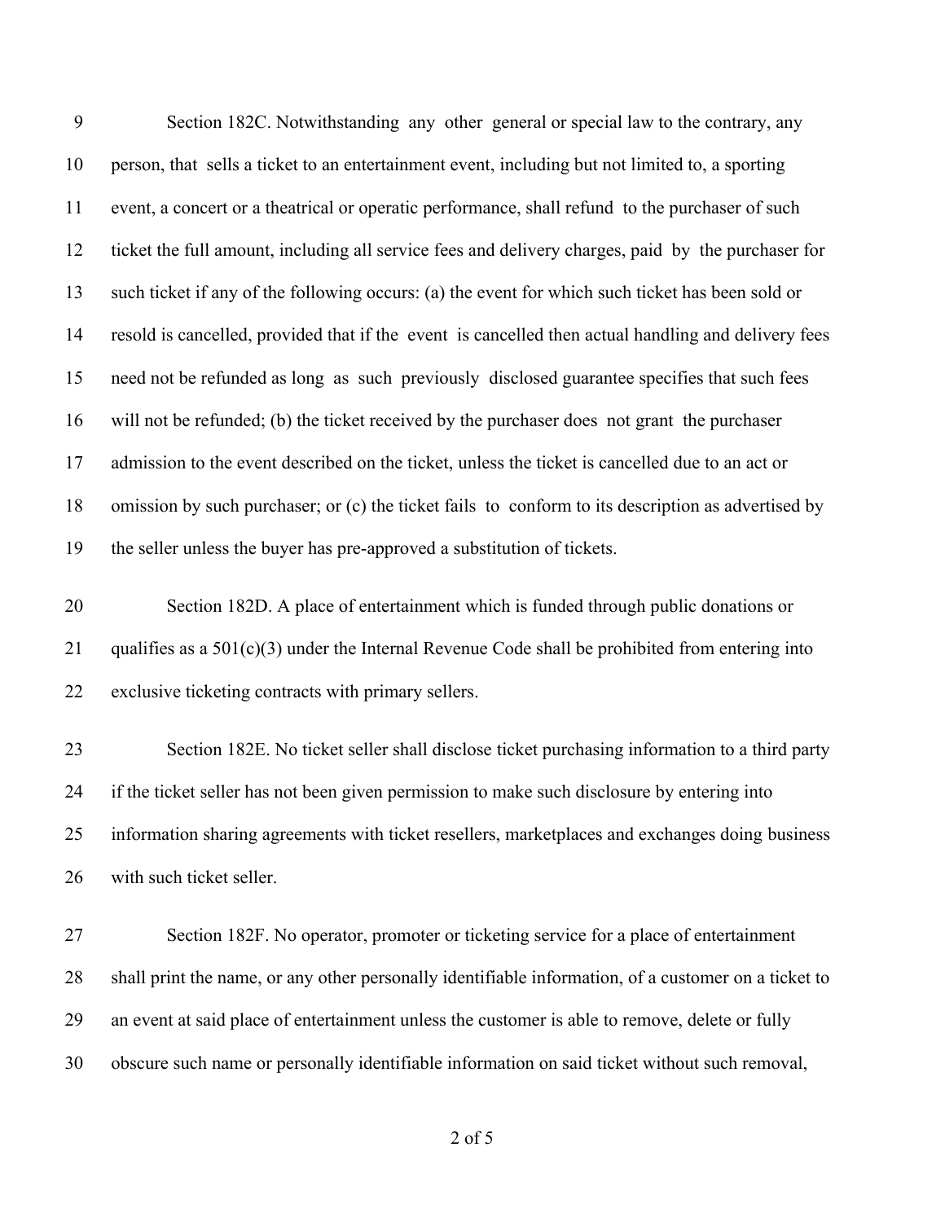Section 182C. Notwithstanding any other general or special law to the contrary, any person, that sells a ticket to an entertainment event, including but not limited to, a sporting event, a concert or a theatrical or operatic performance, shall refund to the purchaser of such ticket the full amount, including all service fees and delivery charges, paid by the purchaser for such ticket if any of the following occurs: (a) the event for which such ticket has been sold or resold is cancelled, provided that if the event is cancelled then actual handling and delivery fees need not be refunded as long as such previously disclosed guarantee specifies that such fees will not be refunded; (b) the ticket received by the purchaser does not grant the purchaser admission to the event described on the ticket, unless the ticket is cancelled due to an act or omission by such purchaser; or (c) the ticket fails to conform to its description as advertised by the seller unless the buyer has pre-approved a substitution of tickets.

Section 182D. A place of entertainment which is funded through public donations or qualifies as a 501(c)(3) under the Internal Revenue Code shall be prohibited from entering into exclusive ticketing contracts with primary sellers.

Section 182E. No ticket seller shall disclose ticket purchasing information to a third party if the ticket seller has not been given permission to make such disclosure by entering into information sharing agreements with ticket resellers, marketplaces and exchanges doing business with such ticket seller.

Section 182F. No operator, promoter or ticketing service for a place of entertainment shall print the name, or any other personally identifiable information, of a customer on a ticket to an event at said place of entertainment unless the customer is able to remove, delete or fully obscure such name or personally identifiable information on said ticket without such removal,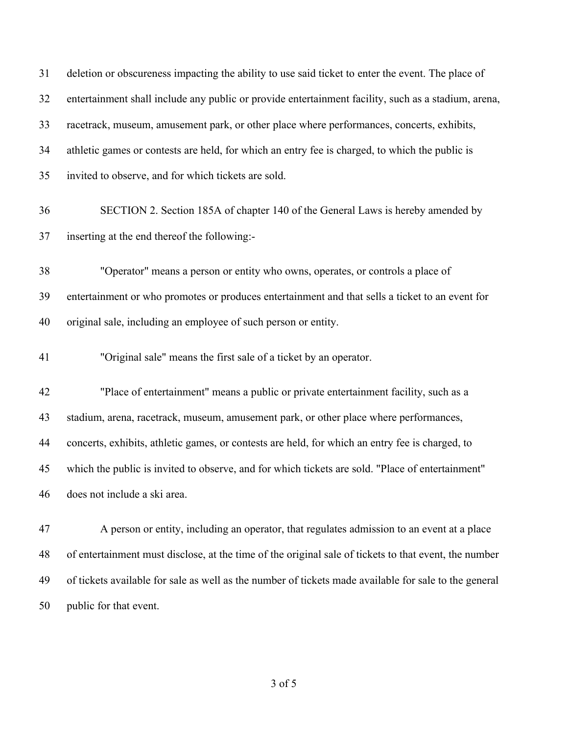deletion or obscureness impacting the ability to use said ticket to enter the event. The place of entertainment shall include any public or provide entertainment facility, such as a stadium, arena, racetrack, museum, amusement park, or other place where performances, concerts, exhibits, athletic games or contests are held, for which an entry fee is charged, to which the public is invited to observe, and for which tickets are sold.

SECTION 2. Section 185A of chapter 140 of the General Laws is hereby amended by inserting at the end thereof the following:-

"Operator" means a person or entity who owns, operates, or controls a place of entertainment or who promotes or produces entertainment and that sells a ticket to an event for original sale, including an employee of such person or entity.

"Original sale" means the first sale of a ticket by an operator.

"Place of entertainment" means a public or private entertainment facility, such as a stadium, arena, racetrack, museum, amusement park, or other place where performances, concerts, exhibits, athletic games, or contests are held, for which an entry fee is charged, to which the public is invited to observe, and for which tickets are sold. "Place of entertainment" does not include a ski area.

A person or entity, including an operator, that regulates admission to an event at a place of entertainment must disclose, at the time of the original sale of tickets to that event, the number of tickets available for sale as well as the number of tickets made available for sale to the general public for that event.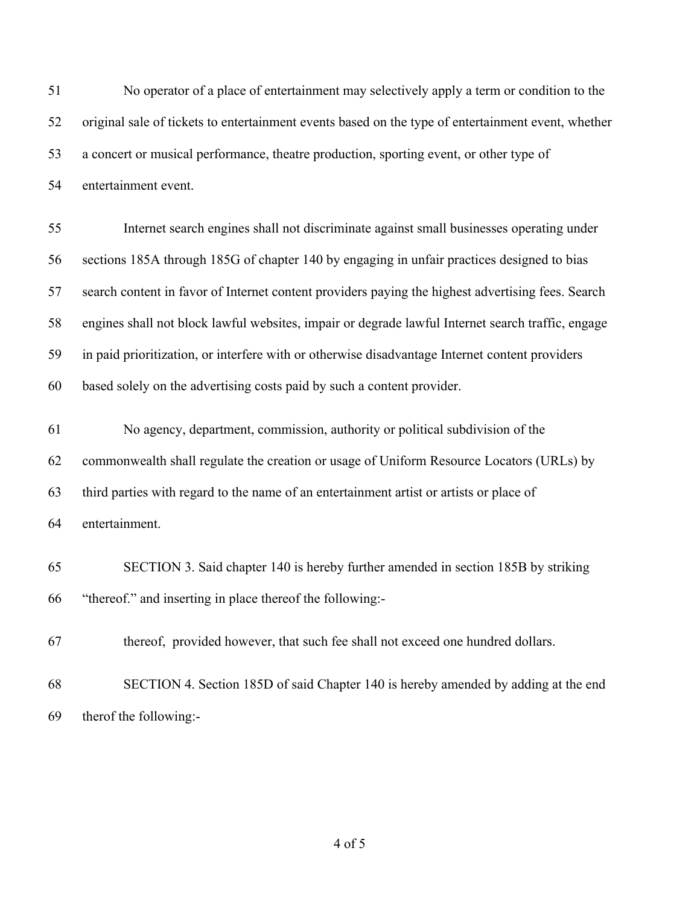No operator of a place of entertainment may selectively apply a term or condition to the original sale of tickets to entertainment events based on the type of entertainment event, whether a concert or musical performance, theatre production, sporting event, or other type of entertainment event.

Internet search engines shall not discriminate against small businesses operating under sections 185A through 185G of chapter 140 by engaging in unfair practices designed to bias search content in favor of Internet content providers paying the highest advertising fees. Search engines shall not block lawful websites, impair or degrade lawful Internet search traffic, engage in paid prioritization, or interfere with or otherwise disadvantage Internet content providers based solely on the advertising costs paid by such a content provider.

No agency, department, commission, authority or political subdivision of the commonwealth shall regulate the creation or usage of Uniform Resource Locators (URLs) by third parties with regard to the name of an entertainment artist or artists or place of entertainment.

SECTION 3. Said chapter 140 is hereby further amended in section 185B by striking "thereof." and inserting in place thereof the following:-

thereof, provided however, that such fee shall not exceed one hundred dollars.

SECTION 4. Section 185D of said Chapter 140 is hereby amended by adding at the end therof the following:-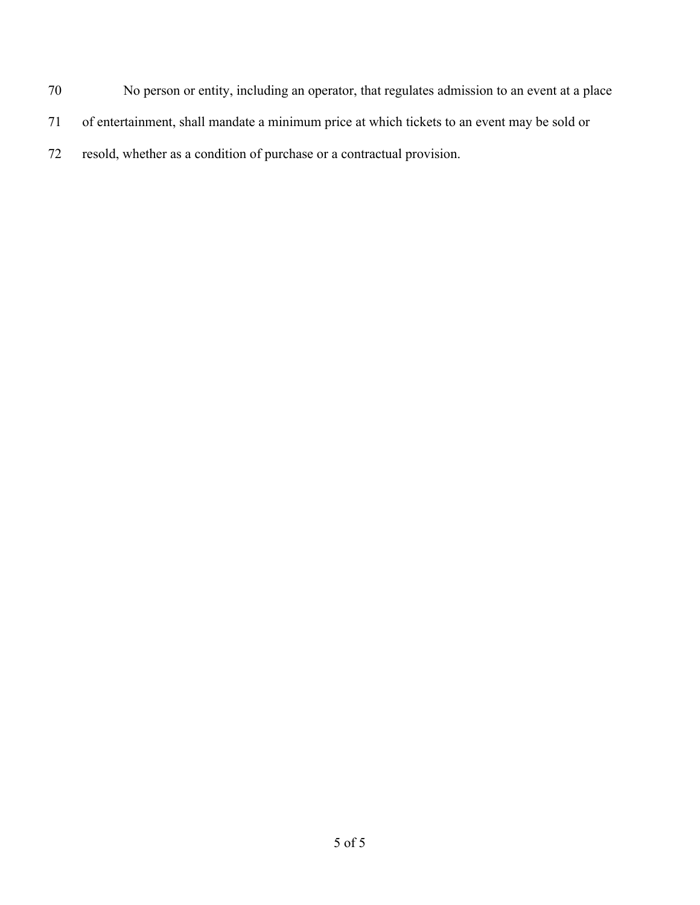No person or entity, including an operator, that regulates admission to an event at a place of entertainment, shall mandate a minimum price at which tickets to an event may be sold or resold, whether as a condition of purchase or a contractual provision.